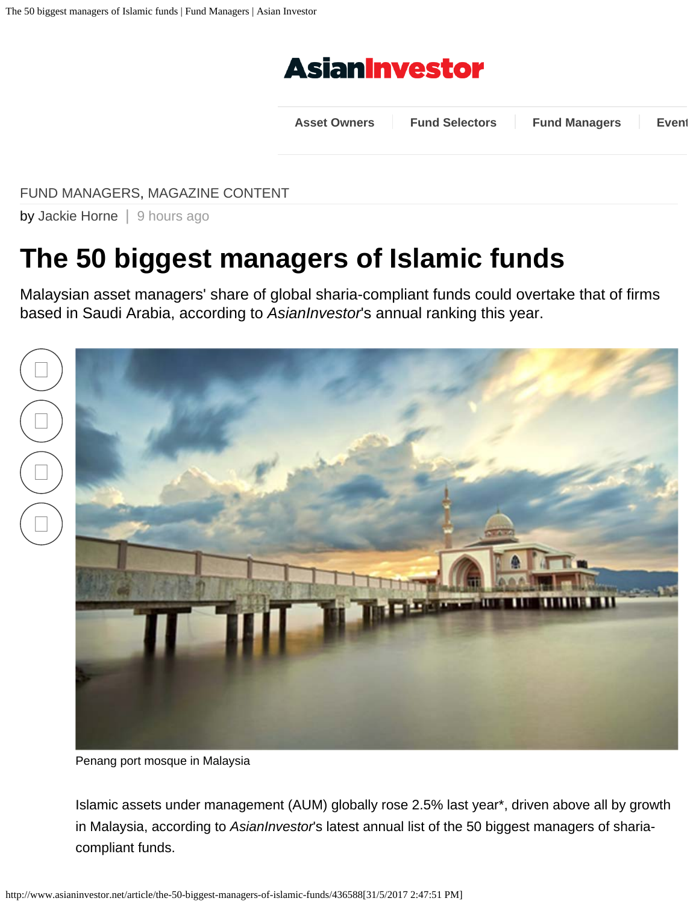FUND MANAGERS, MAGAZINE CONTENT

by Jackie Horne | 9 hours ago

# The 50 biggest managers of Islamic funds

Malaysian asset managers' share of global sharia-compliant funds could overtake that of firms based in Saudi Arabia, according to *AsianInvestor*'s annual ranking this year.

Penang port mosque in Malaysia

Islamic assets under management (AUM) globally rose 2.5% last year*, driven above all by growth in Malaysia, according to *AsianInvestor*'s latest annual list of the 50 biggest managers of sharia-compliant funds.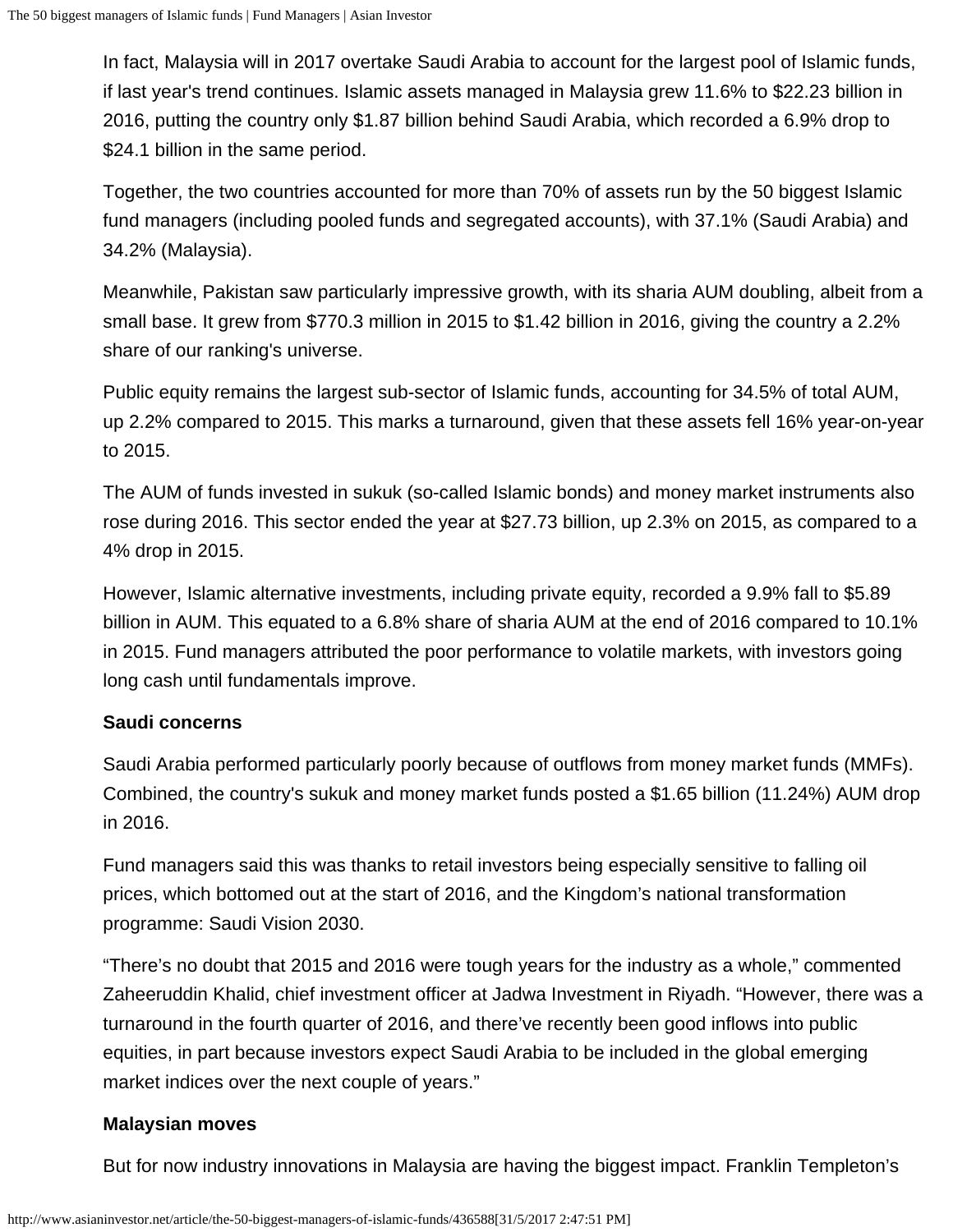In fact, Malaysia will in 2017 overtake Saudi Arabia to account for the largest pool of Islamic funds, if last year's trend continues. Islamic assets managed in Malaysia grew 11.6% to $22.23 billion in 2016, putting the country only $1.87 billion behind Saudi Arabia, which recorded a 6.9% drop to $24.1 billion in the same period.

Together, the two countries accounted for more than 70% of assets run by the 50 biggest Islamic fund managers (including pooled funds and segregated accounts), with 37.1% (Saudi Arabia) and 34.2% (Malaysia).

Meanwhile, Pakistan saw particularly impressive growth, with its sharia AUM doubling, albeit from a small base. It grew from $770.3 million in 2015 to $1.42 billion in 2016, giving the country a 2.2% share of our ranking's universe.

Public equity remains the largest sub-sector of Islamic funds, accounting for 34.5% of total AUM, up 2.2% compared to 2015. This marks a turnaround, given that these assets fell 16% year-on-year to 2015.

The AUM of funds invested in sukuk (so-called Islamic bonds) and money market instruments also rose during 2016. This sector ended the year at $27.73 billion, up 2.3% on 2015, as compared to a 4% drop in 2015.

However, Islamic alternative investments, including private equity, recorded a 9.9% fall to $5.89 billion in AUM. This equated to a 6.8% share of sharia AUM at the end of 2016 compared to 10.1% in 2015. Fund managers attributed the poor performance to volatile markets, with investors going long cash until fundamentals improve.

**Saudi concerns**

Saudi Arabia performed particularly poorly because of outflows from money market funds (MMFs). Combined, the country's sukuk and money market funds posted a $1.65 billion (11.24%) AUM drop in 2016.

Fund managers said this was thanks to retail investors being especially sensitive to falling oil prices, which bottomed out at the start of 2016, and the Kingdom's national transformation programme: Saudi Vision 2030.

"There's no doubt that 2015 and 2016 were tough years for the industry as a whole," commented Zaheeruddin Khalid, chief investment officer at Jadwa Investment in Riyadh. "However, there was a turnaround in the fourth quarter of 2016, and there've recently been good inflows into public equities, in part because investors expect Saudi Arabia to be included in the global emerging market indices over the next couple of years."

**Malaysian moves**

But for now industry innovations in Malaysia are having the biggest impact. Franklin Templeton's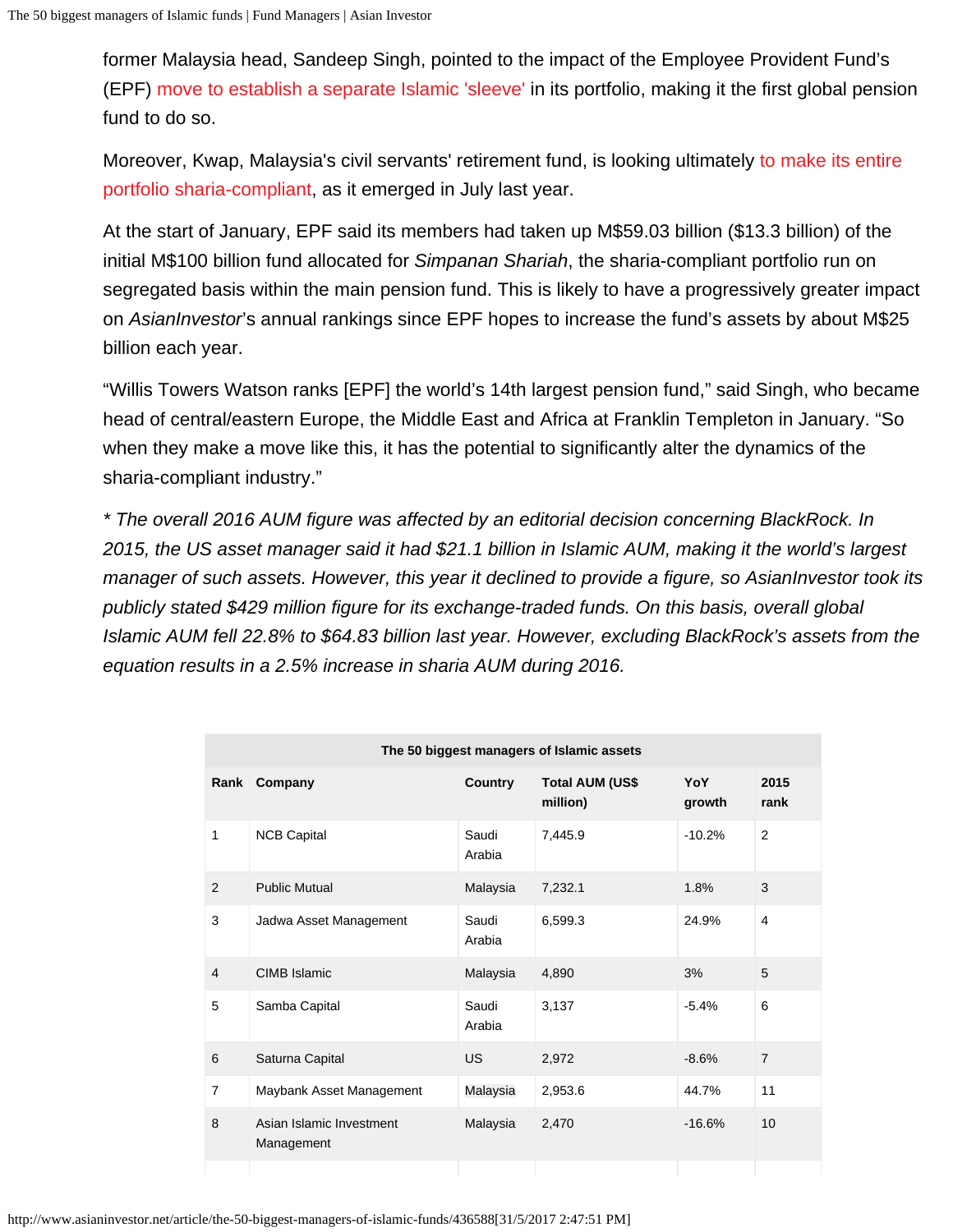former Malaysia head, Sandeep Singh, pointed to the impact of the Employee Provident Fund's (EPF) move to establish a separate Islamic 'sleeve' in its portfolio, making it the first global pension fund to do so.

Moreover, Kwap, Malaysia's civil servants' retirement fund, is looking ultimately to make its entire portfolio sharia-compliant, as it emerged in July last year.

At the start of January, EPF said its members had taken up M$59.03 billion ($13.3 billion) of the initial M$100 billion fund allocated for *Simpanan Shariah*, the sharia-compliant portfolio run on segregated basis within the main pension fund. This is likely to have a progressively greater impact on *AsianInvestor*'s annual rankings since EPF hopes to increase the fund's assets by about M$25 billion each year.

"Willis Towers Watson ranks [EPF] the world's 14th largest pension fund," said Singh, who became head of central/eastern Europe, the Middle East and Africa at Franklin Templeton in January. "So when they make a move like this, it has the potential to significantly alter the dynamics of the sharia-compliant industry."

*\* The overall 2016 AUM figure was affected by an editorial decision concerning BlackRock. In 2015, the US asset manager said it had $21.1 billion in Islamic AUM, making it the world's largest manager of such assets. However, this year it declined to provide a figure, so AsianInvestor took its publicly stated $429 million figure for its exchange-traded funds. On this basis, overall global Islamic AUM fell 22.8% to $64.83 billion last year. However, excluding BlackRock's assets from the equation results in a 2.5% increase in sharia AUM during 2016.*

**The 50 biggest managers of Islamic assets**

| Rank | Company | Country | Total AUM (US$ million) | YoY growth | 2015 rank |
|---|---|---|---|---|---|
| 1 | NCB Capital | Saudi Arabia | 7,445.9 | -10.2% | 2 |
| 2 | Public Mutual | Malaysia | 7,232.1 | 1.8% | 3 |
| 3 | Jadwa Asset Management | Saudi Arabia | 6,599.3 | 24.9% | 4 |
| 4 | CIMB Islamic | Malaysia | 4,890 | 3% | 5 |
| 5 | Samba Capital | Saudi Arabia | 3,137 | -5.4% | 6 |
| 6 | Saturna Capital | US | 2,972 | -8.6% | 7 |
| 7 | Maybank Asset Management | Malaysia | 2,953.6 | 44.7% | 11 |
| 8 | Asian Islamic Investment Management | Malaysia | 2,470 | -16.6% | 10 |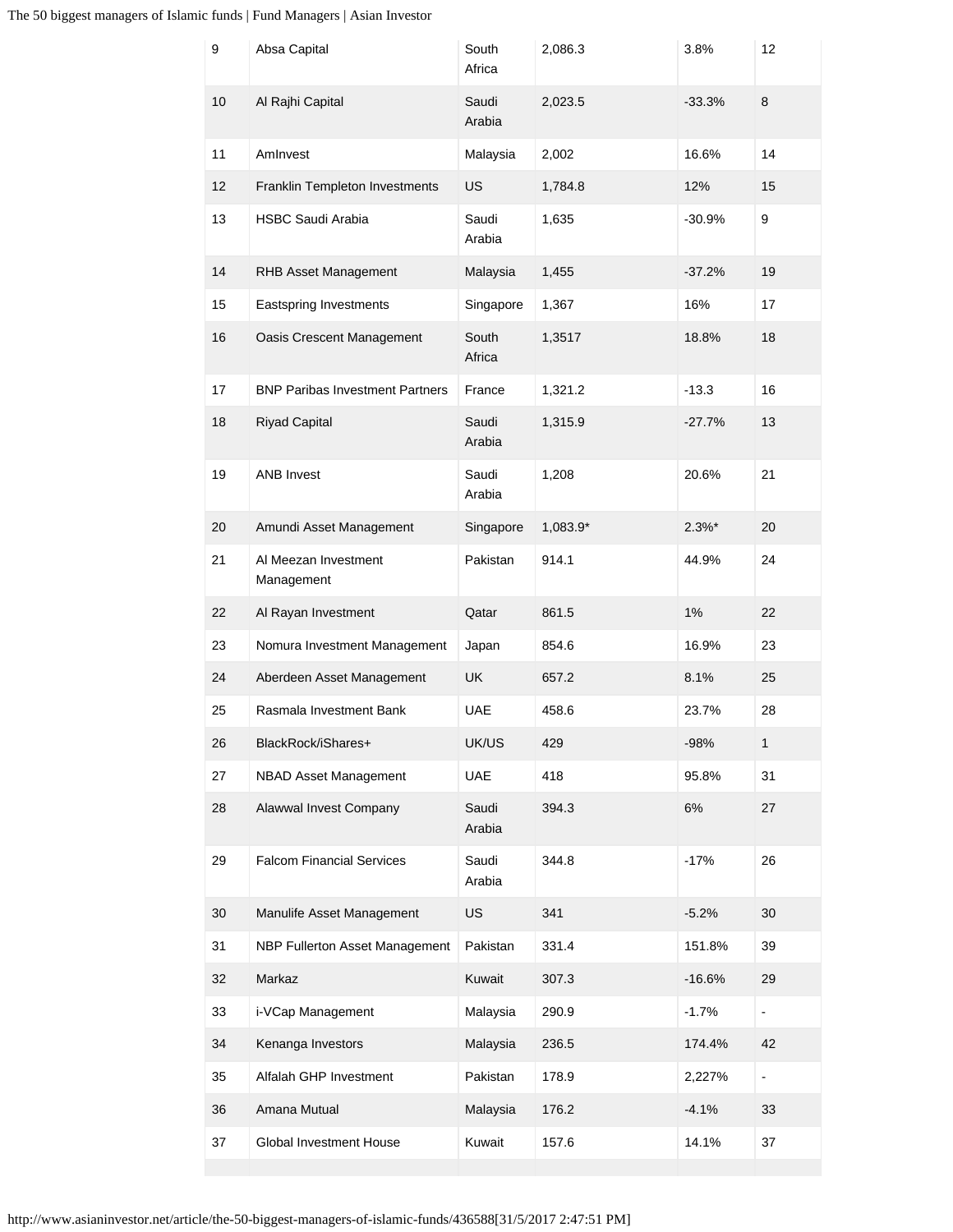| 9 | Absa Capital | South Africa | 2,086.3 | 3.8% | 12 |
|---|---|---|---|---|---|
| 10 | Al Rajhi Capital | Saudi Arabia | 2,023.5 | -33.3% | 8 |
| 11 | AmInvest | Malaysia | 2,002 | 16.6% | 14 |
| 12 | Franklin Templeton Investments | US | 1,784.8 | 12% | 15 |
| 13 | HSBC Saudi Arabia | Saudi Arabia | 1,635 | -30.9% | 9 |
| 14 | RHB Asset Management | Malaysia | 1,455 | -37.2% | 19 |
| 15 | Eastspring Investments | Singapore | 1,367 | 16% | 17 |
| 16 | Oasis Crescent Management | South Africa | 1,3517 | 18.8% | 18 |
| 17 | BNP Paribas Investment Partners | France | 1,321.2 | -13.3 | 16 |
| 18 | Riyad Capital | Saudi Arabia | 1,315.9 | -27.7% | 13 |
| 19 | ANB Invest | Saudi Arabia | 1,208 | 20.6% | 21 |
| 20 | Amundi Asset Management | Singapore | 1,083.9* | 2.3%* | 20 |
| 21 | Al Meezan Investment Management | Pakistan | 914.1 | 44.9% | 24 |
| 22 | Al Rayan Investment | Qatar | 861.5 | 1% | 22 |
| 23 | Nomura Investment Management | Japan | 854.6 | 16.9% | 23 |
| 24 | Aberdeen Asset Management | UK | 657.2 | 8.1% | 25 |
| 25 | Rasmala Investment Bank | UAE | 458.6 | 23.7% | 28 |
| 26 | BlackRock/iShares+ | UK/US | 429 | -98% | 1 |
| 27 | NBAD Asset Management | UAE | 418 | 95.8% | 31 |
| 28 | Alawwal Invest Company | Saudi Arabia | 394.3 | 6% | 27 |
| 29 | Falcom Financial Services | Saudi Arabia | 344.8 | -17% | 26 |
| 30 | Manulife Asset Management | US | 341 | -5.2% | 30 |
| 31 | NBP Fullerton Asset Management | Pakistan | 331.4 | 151.8% | 39 |
| 32 | Markaz | Kuwait | 307.3 | -16.6% | 29 |
| 33 | i-VCap Management | Malaysia | 290.9 | -1.7% | - |
| 34 | Kenanga Investors | Malaysia | 236.5 | 174.4% | 42 |
| 35 | Alfalah GHP Investment | Pakistan | 178.9 | 2,227% | - |
| 36 | Amana Mutual | Malaysia | 176.2 | -4.1% | 33 |
| 37 | Global Investment House | Kuwait | 157.6 | 14.1% | 37 |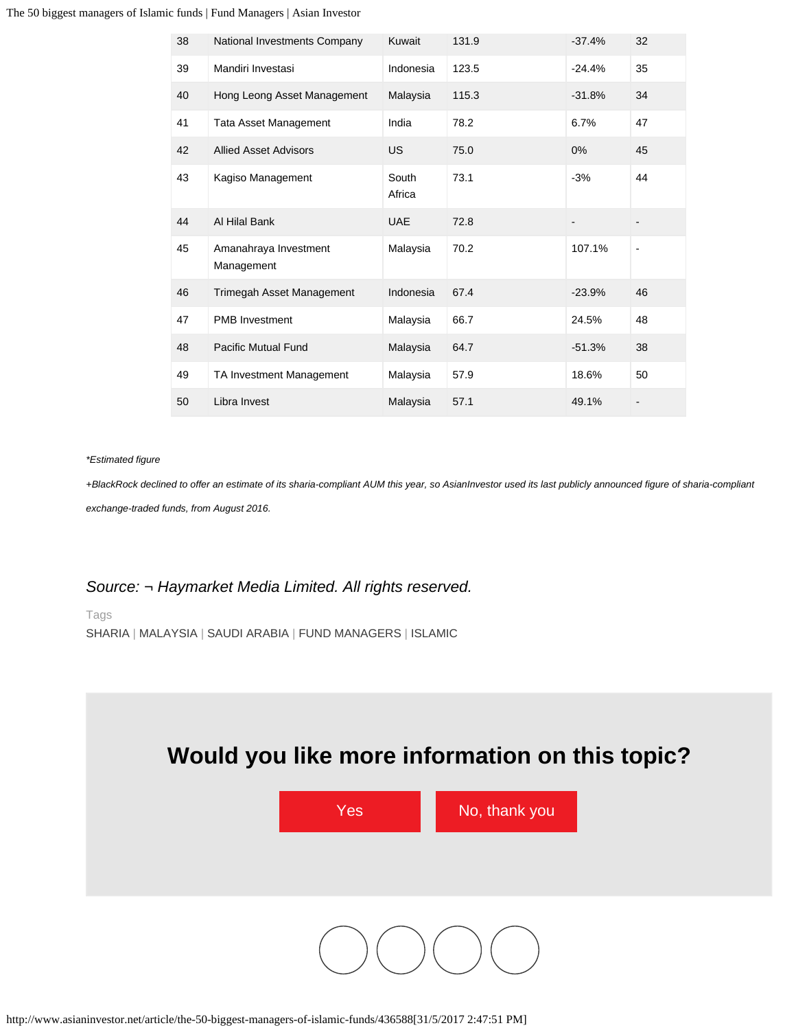| | | | | | |
|---|---|---|---|---|---|
| 38 | National Investments Company | Kuwait | 131.9 | -37.4% | 32 |
| 39 | Mandiri Investasi | Indonesia | 123.5 | -24.4% | 35 |
| 40 | Hong Leong Asset Management | Malaysia | 115.3 | -31.8% | 34 |
| 41 | Tata Asset Management | India | 78.2 | 6.7% | 47 |
| 42 | Allied Asset Advisors | US | 75.0 | 0% | 45 |
| 43 | Kagiso Management | South Africa | 73.1 | -3% | 44 |
| 44 | Al Hilal Bank | UAE | 72.8 | - | - |
| 45 | Amanahraya Investment Management | Malaysia | 70.2 | 107.1% | - |
| 46 | Trimegah Asset Management | Indonesia | 67.4 | -23.9% | 46 |
| 47 | PMB Investment | Malaysia | 66.7 | 24.5% | 48 |
| 48 | Pacific Mutual Fund | Malaysia | 64.7 | -51.3% | 38 |
| 49 | TA Investment Management | Malaysia | 57.9 | 18.6% | 50 |
| 50 | Libra Invest | Malaysia | 57.1 | 49.1% | - |

*\*Estimated figure*

*+BlackRock declined to offer an estimate of its sharia-compliant AUM this year, so AsianInvestor used its last publicly announced figure of sharia-compliant exchange-traded funds, from August 2016.*

*Source: ¬ Haymarket Media Limited. All rights reserved.*

Tags

SHARIA | MALAYSIA | SAUDI ARABIA | FUND MANAGERS | ISLAMIC

## Would you like more information on this topic?

Yes

No, thank you